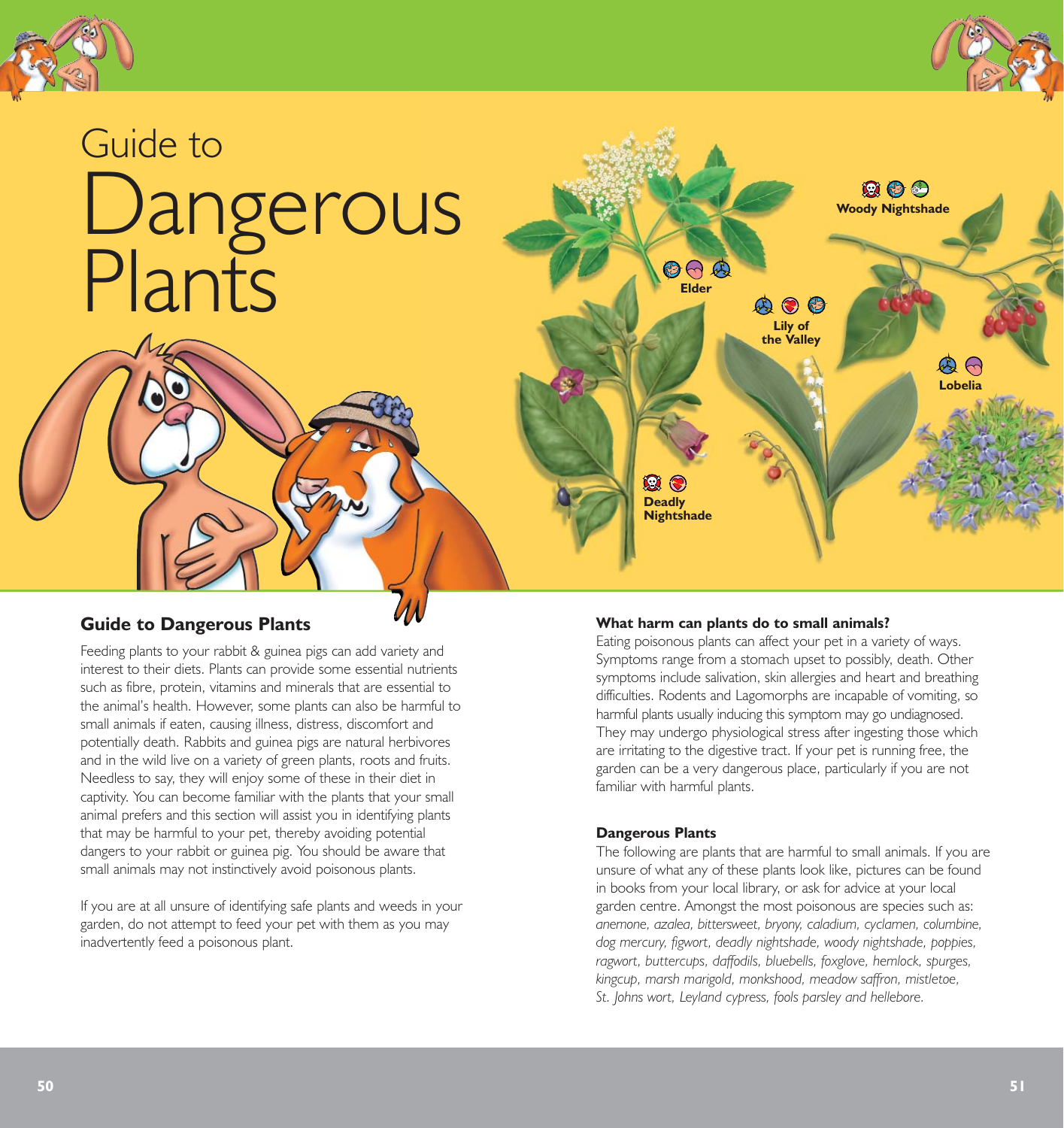# Guide to Dangerous Plants

Elder

Woody Nightshade

Lily of the Valley

Lobelia

Deadly Nightshade

## Guide to Dangerous Plants

Feeding plants to your rabbit & guinea pigs can add variety and interest to their diets. Plants can provide some essential nutrients such as fibre, protein, vitamins and minerals that are essential to the animal's health. However, some plants can also be harmful to small animals if eaten, causing illness, distress, discomfort and potentially death. Rabbits and guinea pigs are natural herbivores and in the wild live on a variety of green plants, roots and fruits. Needless to say, they will enjoy some of these in their diet in captivity. You can become familiar with the plants that your small animal prefers and this section will assist you in identifying plants that may be harmful to your pet, thereby avoiding potential dangers to your rabbit or guinea pig. You should be aware that small animals may not instinctively avoid poisonous plants.

If you are at all unsure of identifying safe plants and weeds in your garden, do not attempt to feed your pet with them as you may inadvertently feed a poisonous plant.

### What harm can plants do to small animals?

Eating poisonous plants can affect your pet in a variety of ways. Symptoms range from a stomach upset to possibly, death. Other symptoms include salivation, skin allergies and heart and breathing difficulties. Rodents and Lagomorphs are incapable of vomiting, so harmful plants usually inducing this symptom may go undiagnosed. They may undergo physiological stress after ingesting those which are irritating to the digestive tract. If your pet is running free, the garden can be a very dangerous place, particularly if you are not familiar with harmful plants.

### Dangerous Plants

The following are plants that are harmful to small animals. If you are unsure of what any of these plants look like, pictures can be found in books from your local library, or ask for advice at your local garden centre. Amongst the most poisonous are species such as: *anemone, azalea, bittersweet, bryony, caladium, cyclamen, columbine, dog mercury, figwort, deadly nightshade, woody nightshade, poppies, ragwort, buttercups, daffodils, bluebells, foxglove, hemlock, spurges, kingcup, marsh marigold, monkshood, meadow saffron, mistletoe, St. Johns wort, Leyland cypress, fools parsley and hellebore.*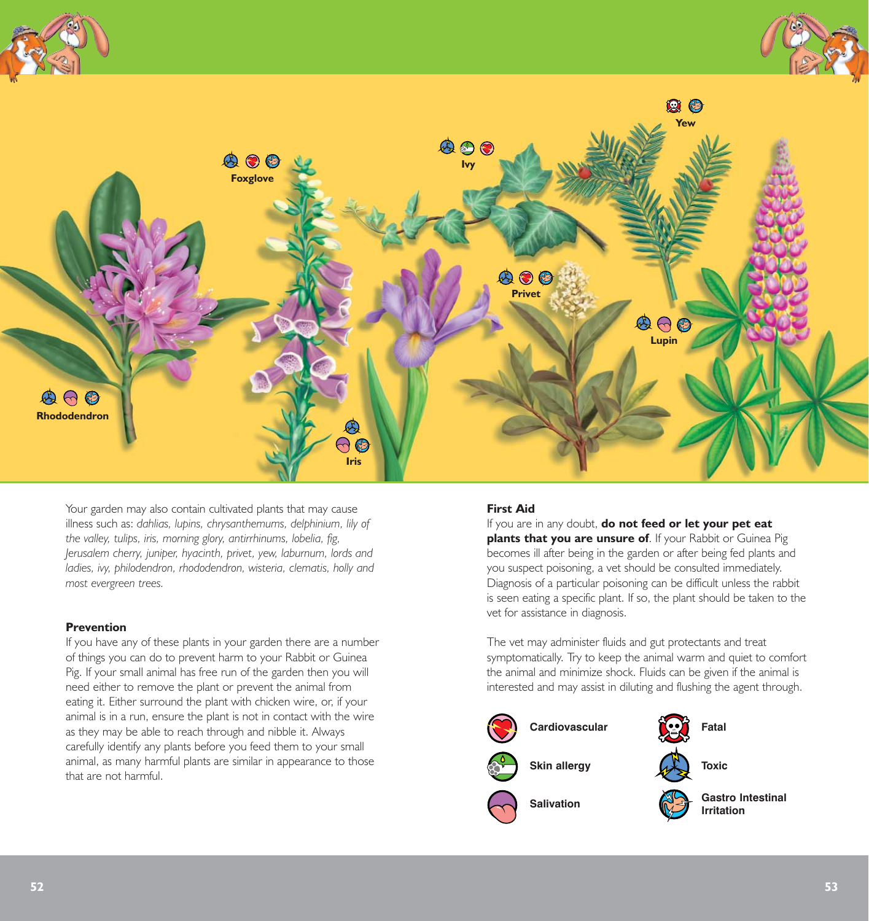Foxglove

Ivy

Yew

Privet

Lupin

Rhododendron

Iris

Your garden may also contain cultivated plants that may cause illness such as: *dahlias, lupins, chrysanthemums, delphinium, lily of the valley, tulips, iris, morning glory, antirrhinums, lobelia, fig, Jerusalem cherry, juniper, hyacinth, privet, yew, laburnum, lords and ladies, ivy, philodendron, rhododendron, wisteria, clematis, holly and most evergreen trees.*

**Prevention**

If you have any of these plants in your garden there are a number of things you can do to prevent harm to your Rabbit or Guinea Pig. If your small animal has free run of the garden then you will need either to remove the plant or prevent the animal from eating it. Either surround the plant with chicken wire, or, if your animal is in a run, ensure the plant is not in contact with the wire as they may be able to reach through and nibble it. Always carefully identify any plants before you feed them to your small animal, as many harmful plants are similar in appearance to those that are not harmful.

**First Aid**

If you are in any doubt, **do not feed or let your pet eat plants that you are unsure of**. If your Rabbit or Guinea Pig becomes ill after being in the garden or after being fed plants and you suspect poisoning, a vet should be consulted immediately. Diagnosis of a particular poisoning can be difficult unless the rabbit is seen eating a specific plant. If so, the plant should be taken to the vet for assistance in diagnosis.

The vet may administer fluids and gut protectants and treat symptomatically. Try to keep the animal warm and quiet to comfort the animal and minimize shock. Fluids can be given if the animal is interested and may assist in diluting and flushing the agent through.

Cardiovascular

Skin allergy

Salivation

Fatal

Toxic

Gastro Intestinal Irritation